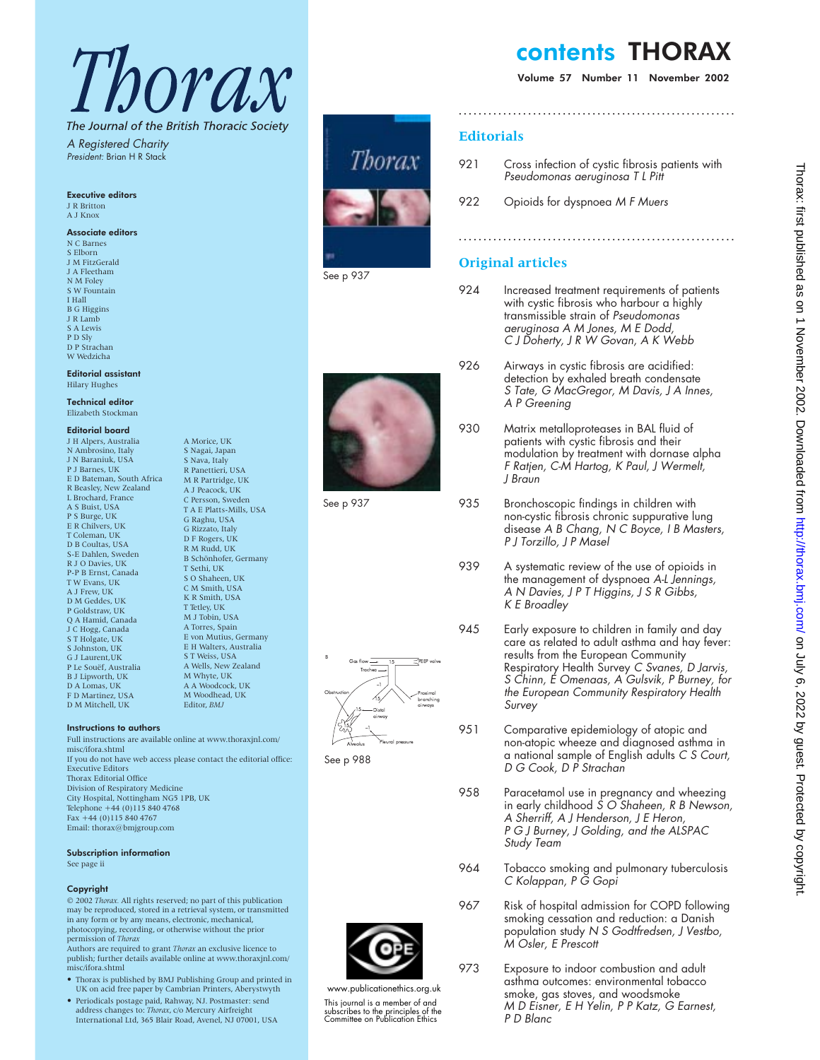# Thorax

*The Journal of the British Thoracic Society*

*A Registered Charity*

*President:* Brian H R Stack

**Executive editors**
J R Britton
A J Knox

**Associate editors**
N C Barnes
S Elborn
J M FitzGerald
J A Fleetham
N M Foley
S W Fountain
I Hall
B G Higgins
J R Lamb
S A Lewis
P D Sly
D P Strachan
W Wedzicha

**Editorial assistant**
Hilary Hughes

**Technical editor**
Elizabeth Stockman

**Editorial board**
J H Alpers, Australia
N Ambrosino, Italy
J N Baraniuk, USA
P J Barnes, UK
E D Bateman, South Africa
R Beasley, New Zealand
L Brochard, France
A S Buist, USA
P S Burge, UK
E R Chilvers, UK
T Coleman, UK
D B Coultas, USA
S-E Dahlen, Sweden
R J O Davies, UK
P-P B Ernst, Canada
T W Evans, UK
A J Frew, UK
D M Geddes, UK
P Goldstraw, UK
Q A Hamid, Canada
J C Hogg, Canada
S T Holgate, UK
S Johnston, UK
G J Laurent,UK
P Le Souëf, Australia
B J Lipworth, UK
D A Lomas, UK
F D Martinez, USA
D M Mitchell, UK
A Morice, UK
S Nagai, Japan
S Nava, Italy
R Panettieri, USA
M R Partridge, UK
A J Peacock, UK
C Persson, Sweden
T A E Platts-Mills, USA
G Raghu, USA
G Rizzato, Italy
D F Rogers, UK
R M Rudd, UK
B Schönhofer, Germany
T Sethi, UK
S O Shaheen, UK
C M Smith, USA
K R Smith, USA
T Tetley, UK
M J Tobin, USA
A Torres, Spain
E von Mutius, Germany
E H Walters, Australia
S T Weiss, USA
A Wells, New Zealand
M Whyte, UK
A A Woodcock, UK
M Woodhead, UK
Editor, *BMJ*

**Instructions to authors**
Full instructions are available online at www.thoraxjnl.com/misc/ifora.shtml
If you do not have web access please contact the editorial office:
Executive Editors
Thorax Editorial Office
Division of Respiratory Medicine
City Hospital, Nottingham NG5 1PB, UK
Telephone +44 (0)115 840 4768
Fax +44 (0)115 840 4767
Email: thorax@bmjgroup.com

**Subscription information**
See page ii

**Copyright**
© 2002 *Thorax.* All rights reserved; no part of this publication may be reproduced, stored in a retrieval system, or transmitted in any form or by any means, electronic, mechanical, photocopying, recording, or otherwise without the prior permission of *Thorax*
Authors are required to grant *Thorax* an exclusive licence to publish; further details available online at www.thoraxjnl.com/misc/ifora.shtml

- Thorax is published by BMJ Publishing Group and printed in UK on acid free paper by Cambrian Printers, Aberystwyth
- Periodicals postage paid, Rahway, NJ. Postmaster: send address changes to: *Thorax*, c/o Mercury Airfreight International Ltd, 365 Blair Road, Avenel, NJ 07001, USA

See p 937

See p 937

See p 988

www.publicationethics.org.uk

This journal is a member of and subscribes to the principles of the Committee on Publication Ethics

# contents THORAX

**Volume 57 Number 11 November 2002**

## Editorials

921 Cross infection of cystic fibrosis patients with *Pseudomonas aeruginosa* *T L Pitt*

922 Opioids for dyspnoea *M F Muers*

## Original articles

924 Increased treatment requirements of patients with cystic fibrosis who harbour a highly transmissible strain of *Pseudomonas aeruginosa* *A M Jones, M E Dodd, C J Doherty, J R W Govan, A K Webb*

926 Airways in cystic fibrosis are acidified: detection by exhaled breath condensate *S Tate, G MacGregor, M Davis, J A Innes, A P Greening*

930 Matrix metalloproteases in BAL fluid of patients with cystic fibrosis and their modulation by treatment with dornase alpha *F Ratjen, C-M Hartog, K Paul, J Wermelt, J Braun*

935 Bronchoscopic findings in children with non-cystic fibrosis chronic suppurative lung disease *A B Chang, N C Boyce, I B Masters, P J Torzillo, J P Masel*

939 A systematic review of the use of opioids in the management of dyspnoea *A-L Jennings, A N Davies, J P T Higgins, J S R Gibbs, K E Broadley*

945 Early exposure to children in family and day care as related to adult asthma and hay fever: results from the European Community Respiratory Health Survey *C Svanes, D Jarvis, S Chinn, E Omenaas, A Gulsvik, P Burney, for the European Community Respiratory Health Survey*

951 Comparative epidemiology of atopic and non-atopic wheeze and diagnosed asthma in a national sample of English adults *C S Court, D G Cook, D P Strachan*

958 Paracetamol use in pregnancy and wheezing in early childhood *S O Shaheen, R B Newson, A Sherriff, A J Henderson, J E Heron, P G J Burney, J Golding, and the ALSPAC Study Team*

964 Tobacco smoking and pulmonary tuberculosis *C Kolappan, P G Gopi*

967 Risk of hospital admission for COPD following smoking cessation and reduction: a Danish population study *N S Godtfredsen, J Vestbo, M Osler, E Prescott*

973 Exposure to indoor combustion and adult asthma outcomes: environmental tobacco smoke, gas stoves, and woodsmoke *M D Eisner, E H Yelin, P P Katz, G Earnest, P D Blanc*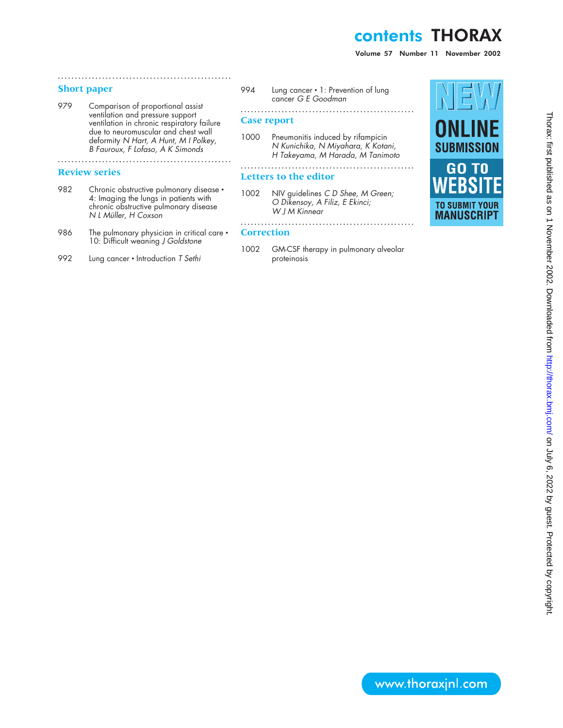# contents THORAX

## Short paper

979 Comparison of proportional assist ventilation and pressure support ventilation in chronic respiratory failure due to neuromuscular and chest wall deformity *N Hart, A Hunt, M I Polkey, B Fauroux, F Lofaso, A K Simonds*

## Review series

982 Chronic obstructive pulmonary disease • 4: Imaging the lungs in patients with chronic obstructive pulmonary disease *N L Müller, H Coxson*

986 The pulmonary physician in critical care • 10: Difficult weaning *J Goldstone*

992 Lung cancer • Introduction *T Sethi*

994 Lung cancer • 1: Prevention of lung cancer *G E Goodman*

## Case report

1000 Pneumonitis induced by rifampicin *N Kunichika, N Miyahara, K Kotani, H Takeyama, M Harada, M Tanimoto*

## Letters to the editor

1002 NIV guidelines *C D Shee, M Green; O Dikensoy, A Filiz, E Ekinci; W J M Kinnear*

## Correction

1002 GM-CSF therapy in pulmonary alveolar proteinosis

NEW ONLINE SUBMISSION

GO TO WEBSITE TO SUBMIT YOUR MANUSCRIPT

www.thoraxjnl.com